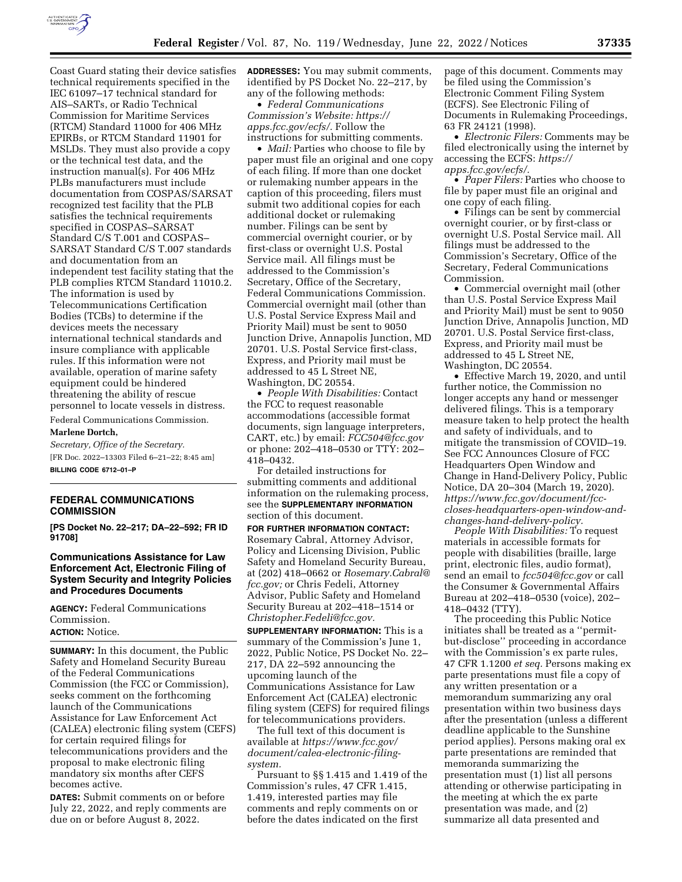Coast Guard stating their device satisfies technical requirements specified in the IEC 61097–17 technical standard for AIS–SARTs, or Radio Technical Commission for Maritime Services (RTCM) Standard 11000 for 406 MHz EPIRBs, or RTCM Standard 11901 for MSLDs. They must also provide a copy or the technical test data, and the instruction manual(s). For 406 MHz PLBs manufacturers must include documentation from COSPAS/SARSAT recognized test facility that the PLB satisfies the technical requirements specified in COSPAS–SARSAT Standard C/S T.001 and COSPAS–SARSAT Standard C/S T.007 standards and documentation from an independent test facility stating that the PLB complies RTCM Standard 11010.2. The information is used by Telecommunications Certification Bodies (TCBs) to determine if the devices meets the necessary international technical standards and insure compliance with applicable rules. If this information were not available, operation of marine safety equipment could be hindered threatening the ability of rescue personnel to locate vessels in distress.

Federal Communications Commission.

**Marlene Dortch,**

*Secretary, Office of the Secretary.*

[FR Doc. 2022–13303 Filed 6–21–22; 8:45 am]

**BILLING CODE 6712–01–P**

---

## FEDERAL COMMUNICATIONS COMMISSION

**[PS Docket No. 22–217; DA–22–592; FR ID 91708]**

### Communications Assistance for Law Enforcement Act, Electronic Filing of System Security and Integrity Policies and Procedures Documents

**AGENCY:** Federal Communications Commission.

**ACTION:** Notice.

**SUMMARY:** In this document, the Public Safety and Homeland Security Bureau of the Federal Communications Commission (the FCC or Commission), seeks comment on the forthcoming launch of the Communications Assistance for Law Enforcement Act (CALEA) electronic filing system (CEFS) for certain required filings for telecommunications providers and the proposal to make electronic filing mandatory six months after CEFS becomes active.

**DATES:** Submit comments on or before July 22, 2022, and reply comments are due on or before August 8, 2022.

**ADDRESSES:** You may submit comments, identified by PS Docket No. 22–217, by any of the following methods:

- *Federal Communications Commission's Website: https://apps.fcc.gov/ecfs/.* Follow the instructions for submitting comments.
- *Mail:* Parties who choose to file by paper must file an original and one copy of each filing. If more than one docket or rulemaking number appears in the caption of this proceeding, filers must submit two additional copies for each additional docket or rulemaking number. Filings can be sent by commercial overnight courier, or by first-class or overnight U.S. Postal Service mail. All filings must be addressed to the Commission's Secretary, Office of the Secretary, Federal Communications Commission. Commercial overnight mail (other than U.S. Postal Service Express Mail and Priority Mail) must be sent to 9050 Junction Drive, Annapolis Junction, MD 20701. U.S. Postal Service first-class, Express, and Priority mail must be addressed to 45 L Street NE, Washington, DC 20554.
- *People With Disabilities:* Contact the FCC to request reasonable accommodations (accessible format documents, sign language interpreters, CART, etc.) by email: *FCC504@fcc.gov* or phone: 202–418–0530 or TTY: 202–418–0432.

For detailed instructions for submitting comments and additional information on the rulemaking process, see the **SUPPLEMENTARY INFORMATION** section of this document.

**FOR FURTHER INFORMATION CONTACT:** Rosemary Cabral, Attorney Advisor, Policy and Licensing Division, Public Safety and Homeland Security Bureau, at (202) 418–0662 or *Rosemary.Cabral@fcc.gov;* or Chris Fedeli, Attorney Advisor, Public Safety and Homeland Security Bureau at 202–418–1514 or *Christopher.Fedeli@fcc.gov.*

**SUPPLEMENTARY INFORMATION:** This is a summary of the Commission's June 1, 2022, Public Notice, PS Docket No. 22–217, DA 22–592 announcing the upcoming launch of the Communications Assistance for Law Enforcement Act (CALEA) electronic filing system (CEFS) for required filings for telecommunications providers.

The full text of this document is available at *https://www.fcc.gov/document/calea-electronic-filing-system.*

Pursuant to §§ 1.415 and 1.419 of the Commission's rules, 47 CFR 1.415, 1.419, interested parties may file comments and reply comments on or before the dates indicated on the first page of this document. Comments may be filed using the Commission's Electronic Comment Filing System (ECFS). See Electronic Filing of Documents in Rulemaking Proceedings, 63 FR 24121 (1998).

- *Electronic Filers:* Comments may be filed electronically using the internet by accessing the ECFS: *https://apps.fcc.gov/ecfs/.*
- *Paper Filers:* Parties who choose to file by paper must file an original and one copy of each filing.
- Filings can be sent by commercial overnight courier, or by first-class or overnight U.S. Postal Service mail. All filings must be addressed to the Commission's Secretary, Office of the Secretary, Federal Communications Commission.
- Commercial overnight mail (other than U.S. Postal Service Express Mail and Priority Mail) must be sent to 9050 Junction Drive, Annapolis Junction, MD 20701. U.S. Postal Service first-class, Express, and Priority mail must be addressed to 45 L Street NE, Washington, DC 20554.
- Effective March 19, 2020, and until further notice, the Commission no longer accepts any hand or messenger delivered filings. This is a temporary measure taken to help protect the health and safety of individuals, and to mitigate the transmission of COVID–19. See FCC Announces Closure of FCC Headquarters Open Window and Change in Hand-Delivery Policy, Public Notice, DA 20–304 (March 19, 2020). *https://www.fcc.gov/document/fcc-closes-headquarters-open-window-and-changes-hand-delivery-policy.*

*People With Disabilities:* To request materials in accessible formats for people with disabilities (braille, large print, electronic files, audio format), send an email to *fcc504@fcc.gov* or call the Consumer & Governmental Affairs Bureau at 202–418–0530 (voice), 202–418–0432 (TTY).

The proceeding this Public Notice initiates shall be treated as a ''permit-but-disclose'' proceeding in accordance with the Commission's ex parte rules, 47 CFR 1.1200 *et seq.* Persons making ex parte presentations must file a copy of any written presentation or a memorandum summarizing any oral presentation within two business days after the presentation (unless a different deadline applicable to the Sunshine period applies). Persons making oral ex parte presentations are reminded that memoranda summarizing the presentation must (1) list all persons attending or otherwise participating in the meeting at which the ex parte presentation was made, and (2) summarize all data presented and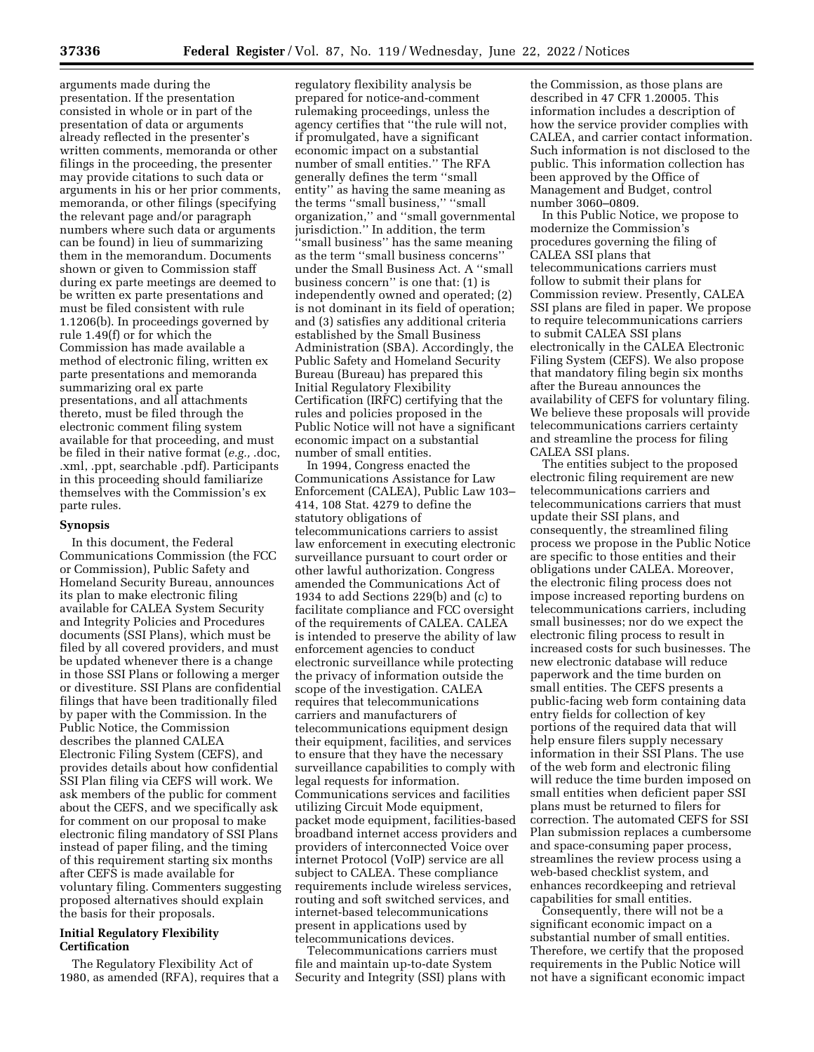arguments made during the presentation. If the presentation consisted in whole or in part of the presentation of data or arguments already reflected in the presenter's written comments, memoranda or other filings in the proceeding, the presenter may provide citations to such data or arguments in his or her prior comments, memoranda, or other filings (specifying the relevant page and/or paragraph numbers where such data or arguments can be found) in lieu of summarizing them in the memorandum. Documents shown or given to Commission staff during ex parte meetings are deemed to be written ex parte presentations and must be filed consistent with rule 1.1206(b). In proceedings governed by rule 1.49(f) or for which the Commission has made available a method of electronic filing, written ex parte presentations and memoranda summarizing oral ex parte presentations, and all attachments thereto, must be filed through the electronic comment filing system available for that proceeding, and must be filed in their native format (*e.g.,* .doc, .xml, .ppt, searchable .pdf). Participants in this proceeding should familiarize themselves with the Commission's ex parte rules.

**Synopsis**

In this document, the Federal Communications Commission (the FCC or Commission), Public Safety and Homeland Security Bureau, announces its plan to make electronic filing available for CALEA System Security and Integrity Policies and Procedures documents (SSI Plans), which must be filed by all covered providers, and must be updated whenever there is a change in those SSI Plans or following a merger or divestiture. SSI Plans are confidential filings that have been traditionally filed by paper with the Commission. In the Public Notice, the Commission describes the planned CALEA Electronic Filing System (CEFS), and provides details about how confidential SSI Plan filing via CEFS will work. We ask members of the public for comment about the CEFS, and we specifically ask for comment on our proposal to make electronic filing mandatory of SSI Plans instead of paper filing, and the timing of this requirement starting six months after CEFS is made available for voluntary filing. Commenters suggesting proposed alternatives should explain the basis for their proposals.

**Initial Regulatory Flexibility Certification**

The Regulatory Flexibility Act of 1980, as amended (RFA), requires that a regulatory flexibility analysis be prepared for notice-and-comment rulemaking proceedings, unless the agency certifies that "the rule will not, if promulgated, have a significant economic impact on a substantial number of small entities." The RFA generally defines the term "small entity" as having the same meaning as the terms "small business," "small organization," and "small governmental jurisdiction." In addition, the term "small business" has the same meaning as the term "small business concerns" under the Small Business Act. A "small business concern" is one that: (1) is independently owned and operated; (2) is not dominant in its field of operation; and (3) satisfies any additional criteria established by the Small Business Administration (SBA). Accordingly, the Public Safety and Homeland Security Bureau (Bureau) has prepared this Initial Regulatory Flexibility Certification (IRFC) certifying that the rules and policies proposed in the Public Notice will not have a significant economic impact on a substantial number of small entities.

In 1994, Congress enacted the Communications Assistance for Law Enforcement (CALEA), Public Law 103–414, 108 Stat. 4279 to define the statutory obligations of telecommunications carriers to assist law enforcement in executing electronic surveillance pursuant to court order or other lawful authorization. Congress amended the Communications Act of 1934 to add Sections 229(b) and (c) to facilitate compliance and FCC oversight of the requirements of CALEA. CALEA is intended to preserve the ability of law enforcement agencies to conduct electronic surveillance while protecting the privacy of information outside the scope of the investigation. CALEA requires that telecommunications carriers and manufacturers of telecommunications equipment design their equipment, facilities, and services to ensure that they have the necessary surveillance capabilities to comply with legal requests for information. Communications services and facilities utilizing Circuit Mode equipment, packet mode equipment, facilities-based broadband internet access providers and providers of interconnected Voice over internet Protocol (VoIP) service are all subject to CALEA. These compliance requirements include wireless services, routing and soft switched services, and internet-based telecommunications present in applications used by telecommunications devices.

Telecommunications carriers must file and maintain up-to-date System Security and Integrity (SSI) plans with the Commission, as those plans are described in 47 CFR 1.20005. This information includes a description of how the service provider complies with CALEA, and carrier contact information. Such information is not disclosed to the public. This information collection has been approved by the Office of Management and Budget, control number 3060–0809.

In this Public Notice, we propose to modernize the Commission's procedures governing the filing of CALEA SSI plans that telecommunications carriers must follow to submit their plans for Commission review. Presently, CALEA SSI plans are filed in paper. We propose to require telecommunications carriers to submit CALEA SSI plans electronically in the CALEA Electronic Filing System (CEFS). We also propose that mandatory filing begin six months after the Bureau announces the availability of CEFS for voluntary filing. We believe these proposals will provide telecommunications carriers certainty and streamline the process for filing CALEA SSI plans.

The entities subject to the proposed electronic filing requirement are new telecommunications carriers and telecommunications carriers that must update their SSI plans, and consequently, the streamlined filing process we propose in the Public Notice are specific to those entities and their obligations under CALEA. Moreover, the electronic filing process does not impose increased reporting burdens on telecommunications carriers, including small businesses; nor do we expect the electronic filing process to result in increased costs for such businesses. The new electronic database will reduce paperwork and the time burden on small entities. The CEFS presents a public-facing web form containing data entry fields for collection of key portions of the required data that will help ensure filers supply necessary information in their SSI Plans. The use of the web form and electronic filing will reduce the time burden imposed on small entities when deficient paper SSI plans must be returned to filers for correction. The automated CEFS for SSI Plan submission replaces a cumbersome and space-consuming paper process, streamlines the review process using a web-based checklist system, and enhances recordkeeping and retrieval capabilities for small entities.

Consequently, there will not be a significant economic impact on a substantial number of small entities. Therefore, we certify that the proposed requirements in the Public Notice will not have a significant economic impact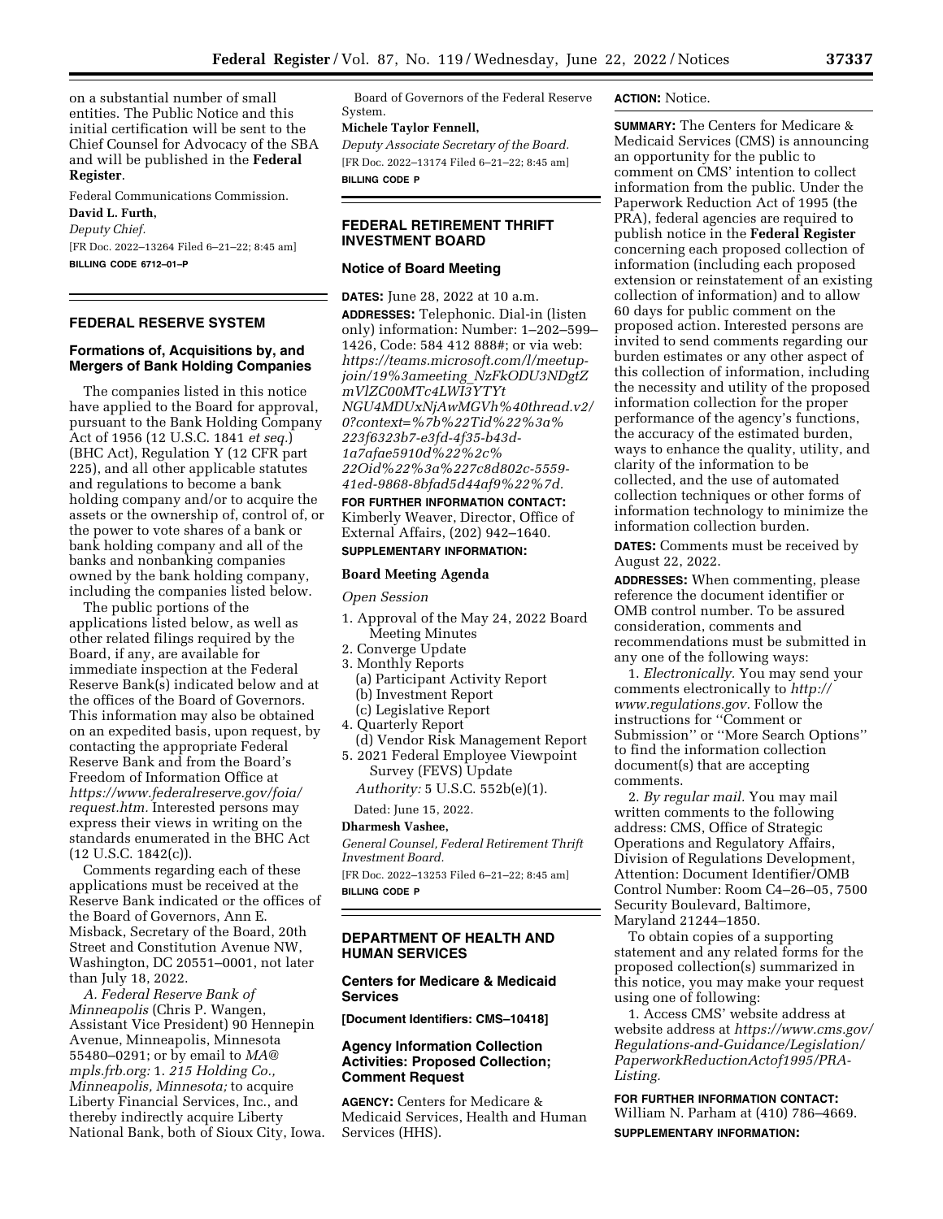on a substantial number of small entities. The Public Notice and this initial certification will be sent to the Chief Counsel for Advocacy of the SBA and will be published in the **Federal Register**.

Federal Communications Commission.

**David L. Furth,**

*Deputy Chief.*

[FR Doc. 2022–13264 Filed 6–21–22; 8:45 am]

**BILLING CODE 6712–01–P**

## FEDERAL RESERVE SYSTEM

### Formations of, Acquisitions by, and Mergers of Bank Holding Companies

The companies listed in this notice have applied to the Board for approval, pursuant to the Bank Holding Company Act of 1956 (12 U.S.C. 1841 *et seq.*) (BHC Act), Regulation Y (12 CFR part 225), and all other applicable statutes and regulations to become a bank holding company and/or to acquire the assets or the ownership of, control of, or the power to vote shares of a bank or bank holding company and all of the banks and nonbanking companies owned by the bank holding company, including the companies listed below.

The public portions of the applications listed below, as well as other related filings required by the Board, if any, are available for immediate inspection at the Federal Reserve Bank(s) indicated below and at the offices of the Board of Governors. This information may also be obtained on an expedited basis, upon request, by contacting the appropriate Federal Reserve Bank and from the Board's Freedom of Information Office at *https://www.federalreserve.gov/foia/request.htm.* Interested persons may express their views in writing on the standards enumerated in the BHC Act (12 U.S.C. 1842(c)).

Comments regarding each of these applications must be received at the Reserve Bank indicated or the offices of the Board of Governors, Ann E. Misback, Secretary of the Board, 20th Street and Constitution Avenue NW, Washington, DC 20551–0001, not later than July 18, 2022.

*A. Federal Reserve Bank of Minneapolis* (Chris P. Wangen, Assistant Vice President) 90 Hennepin Avenue, Minneapolis, Minnesota 55480–0291; or by email to *MA@mpls.frb.org:* 1. *215 Holding Co., Minneapolis, Minnesota;* to acquire Liberty Financial Services, Inc., and thereby indirectly acquire Liberty National Bank, both of Sioux City, Iowa.

Board of Governors of the Federal Reserve System.

**Michele Taylor Fennell,**

*Deputy Associate Secretary of the Board.*

[FR Doc. 2022–13174 Filed 6–21–22; 8:45 am]

**BILLING CODE P**

## FEDERAL RETIREMENT THRIFT INVESTMENT BOARD

### Notice of Board Meeting

**DATES:** June 28, 2022 at 10 a.m.

**ADDRESSES:** Telephonic. Dial-in (listen only) information: Number: 1–202–599–1426, Code: 584 412 888#; or via web: *https://teams.microsoft.com/l/meetup-join/19%3ameeting_NzFkODU3NDgtZmVlZC00MTc4LWI3YTYtNGU4MDUxNjAwMGVh%40thread.v2/0?context=%7b%22Tid%22%3a%223f6323b7-e3fd-4f35-b43d-1a7afae5910d%22%2c%22Oid%22%3a%227c8d802c-5559-41ed-9868-8bfad5d44af9%22%7d.*

**FOR FURTHER INFORMATION CONTACT:** Kimberly Weaver, Director, Office of External Affairs, (202) 942–1640.

**SUPPLEMENTARY INFORMATION:**

#### Board Meeting Agenda

*Open Session*

1. Approval of the May 24, 2022 Board Meeting Minutes
2. Converge Update
3. Monthly Reports
   (a) Participant Activity Report
   (b) Investment Report
   (c) Legislative Report
4. Quarterly Report
   (d) Vendor Risk Management Report
5. 2021 Federal Employee Viewpoint Survey (FEVS) Update

*Authority:* 5 U.S.C. 552b(e)(1).

Dated: June 15, 2022.

**Dharmesh Vashee,**

*General Counsel, Federal Retirement Thrift Investment Board.*

[FR Doc. 2022–13253 Filed 6–21–22; 8:45 am]

**BILLING CODE P**

## DEPARTMENT OF HEALTH AND HUMAN SERVICES

### Centers for Medicare & Medicaid Services

**[Document Identifiers: CMS–10418]**

### Agency Information Collection Activities: Proposed Collection; Comment Request

**AGENCY:** Centers for Medicare & Medicaid Services, Health and Human Services (HHS).

**ACTION:** Notice.

**SUMMARY:** The Centers for Medicare & Medicaid Services (CMS) is announcing an opportunity for the public to comment on CMS' intention to collect information from the public. Under the Paperwork Reduction Act of 1995 (the PRA), federal agencies are required to publish notice in the **Federal Register** concerning each proposed collection of information (including each proposed extension or reinstatement of an existing collection of information) and to allow 60 days for public comment on the proposed action. Interested persons are invited to send comments regarding our burden estimates or any other aspect of this collection of information, including the necessity and utility of the proposed information collection for the proper performance of the agency's functions, the accuracy of the estimated burden, ways to enhance the quality, utility, and clarity of the information to be collected, and the use of automated collection techniques or other forms of information technology to minimize the information collection burden.

**DATES:** Comments must be received by August 22, 2022.

**ADDRESSES:** When commenting, please reference the document identifier or OMB control number. To be assured consideration, comments and recommendations must be submitted in any one of the following ways:

1. *Electronically.* You may send your comments electronically to *http://www.regulations.gov.* Follow the instructions for ''Comment or Submission'' or ''More Search Options'' to find the information collection document(s) that are accepting comments.

2. *By regular mail.* You may mail written comments to the following address: CMS, Office of Strategic Operations and Regulatory Affairs, Division of Regulations Development, Attention: Document Identifier/OMB Control Number: Room C4–26–05, 7500 Security Boulevard, Baltimore, Maryland 21244–1850.

To obtain copies of a supporting statement and any related forms for the proposed collection(s) summarized in this notice, you may make your request using one of following:

1. Access CMS' website address at website address at *https://www.cms.gov/Regulations-and-Guidance/Legislation/PaperworkReductionActof1995/PRA-Listing.*

**FOR FURTHER INFORMATION CONTACT:** William N. Parham at (410) 786–4669.

**SUPPLEMENTARY INFORMATION:**